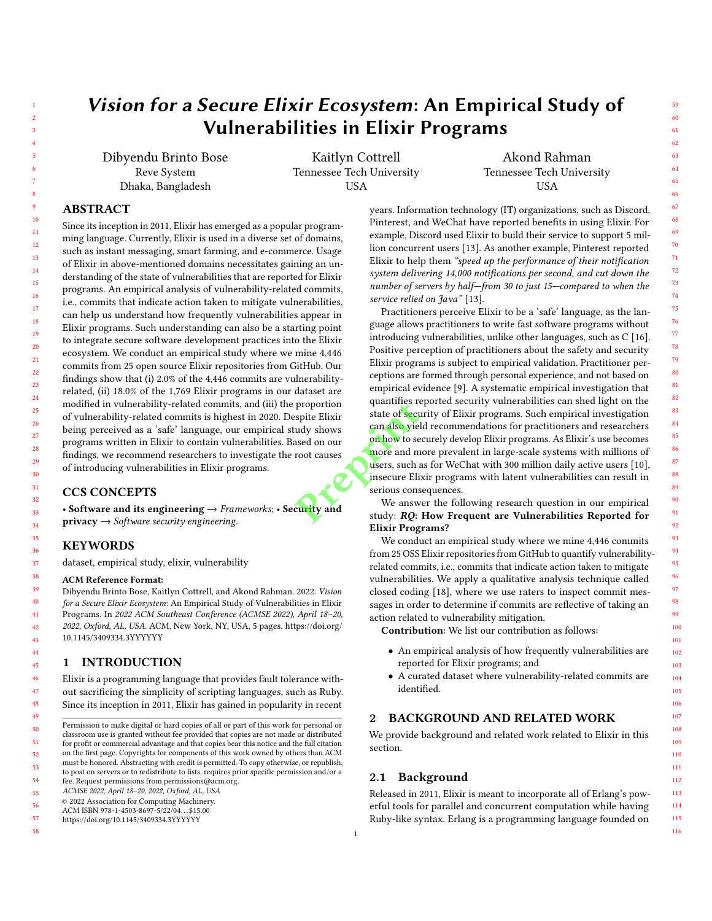# *Vision for a Secure Elixir Ecosystem*: An Empirical Study of Vulnerabilities in Elixir Programs

Dibyendu Brinto Bose
Reve System
Dhaka, Bangladesh

Kaitlyn Cottrell
Tennessee Tech University
USA

Akond Rahman
Tennessee Tech University
USA

## ABSTRACT

Since its inception in 2011, Elixir has emerged as a popular programming language. Currently, Elixir is used in a diverse set of domains, such as instant messaging, smart farming, and e-commerce. Usage of Elixir in above-mentioned domains necessitates gaining an understanding of the state of vulnerabilities that are reported for Elixir programs. An empirical analysis of vulnerability-related commits, i.e., commits that indicate action taken to mitigate vulnerabilities, can help us understand how frequently vulnerabilities appear in Elixir programs. Such understanding can also be a starting point to integrate secure software development practices into the Elixir ecosystem. We conduct an empirical study where we mine 4,446 commits from 25 open source Elixir repositories from GitHub. Our findings show that (i) 2.0% of the 4,446 commits are vulnerability-related, (ii) 18.0% of the 1,769 Elixir programs in our dataset are modified in vulnerability-related commits, and (iii) the proportion of vulnerability-related commits is highest in 2020. Despite Elixir being perceived as a 'safe' language, our empirical study shows programs written in Elixir to contain vulnerabilities. Based on our findings, we recommend researchers to investigate the root causes of introducing vulnerabilities in Elixir programs.

## CCS CONCEPTS

• **Software and its engineering** → *Frameworks*; • **Security and privacy** → *Software security engineering*.

## KEYWORDS

dataset, empirical study, elixir, vulnerability

**ACM Reference Format:**

Dibyendu Brinto Bose, Kaitlyn Cottrell, and Akond Rahman. 2022. *Vision for a Secure Elixir Ecosystem*: An Empirical Study of Vulnerabilities in Elixir Programs. In *2022 ACM Southeast Conference (ACMSE 2022), April 18–20, 2022, Oxford, AL, USA.* ACM, New York, NY, USA, 5 pages. https://doi.org/10.1145/3409334.3YYYYYY

## 1 INTRODUCTION

Elixir is a programming language that provides fault tolerance without sacrificing the simplicity of scripting languages, such as Ruby. Since its inception in 2011, Elixir has gained in popularity in recent years. Information technology (IT) organizations, such as Discord, Pinterest, and WeChat have reported benefits in using Elixir. For example, Discord used Elixir to build their service to support 5 million concurrent users [13]. As another example, Pinterest reported Elixir to help them *"speed up the performance of their notification system delivering 14,000 notifications per second, and cut down the number of servers by half—from 30 to just 15—compared to when the service relied on Java"* [13].

Practitioners perceive Elixir to be a 'safe' language, as the language allows practitioners to write fast software programs without introducing vulnerabilities, unlike other languages, such as C [16]. Positive perception of practitioners about the safety and security Elixir programs is subject to empirical validation. Practitioner perceptions are formed through personal experience, and not based on empirical evidence [9]. A systematic empirical investigation that quantifies reported security vulnerabilities can shed light on the state of security of Elixir programs. Such empirical investigation can also yield recommendations for practitioners and researchers on how to securely develop Elixir programs. As Elixir's use becomes more and more prevalent in large-scale systems with millions of users, such as for WeChat with 300 million daily active users [10], insecure Elixir programs with latent vulnerabilities can result in serious consequences.

We answer the following research question in our empirical study: ***RQ*: How Frequent are Vulnerabilities Reported for Elixir Programs?**

We conduct an empirical study where we mine 4,446 commits from 25 OSS Elixir repositories from GitHub to quantify vulnerability-related commits, i.e., commits that indicate action taken to mitigate vulnerabilities. We apply a qualitative analysis technique called closed coding [18], where we use raters to inspect commit messages in order to determine if commits are reflective of taking an action related to vulnerability mitigation.

**Contribution**: We list our contribution as follows:

- An empirical analysis of how frequently vulnerabilities are reported for Elixir programs; and
- A curated dataset where vulnerability-related commits are identified.

## 2 BACKGROUND AND RELATED WORK

We provide background and related work related to Elixir in this section.

### 2.1 Background

Released in 2011, Elixir is meant to incorporate all of Erlang's powerful tools for parallel and concurrent computation while having Ruby-like syntax. Erlang is a programming language founded on

Permission to make digital or hard copies of all or part of this work for personal or classroom use is granted without fee provided that copies are not made or distributed for profit or commercial advantage and that copies bear this notice and the full citation on the first page. Copyrights for components of this work owned by others than ACM must be honored. Abstracting with credit is permitted. To copy otherwise, or republish, to post on servers or to redistribute to lists, requires prior specific permission and/or a fee. Request permissions from permissions@acm.org.
*ACMSE 2022, April 18–20, 2022, Oxford, AL, USA*
© 2022 Association for Computing Machinery.
ACM ISBN 978-1-4503-8697-5/22/04...$15.00
https://doi.org/10.1145/3409334.3YYYYYY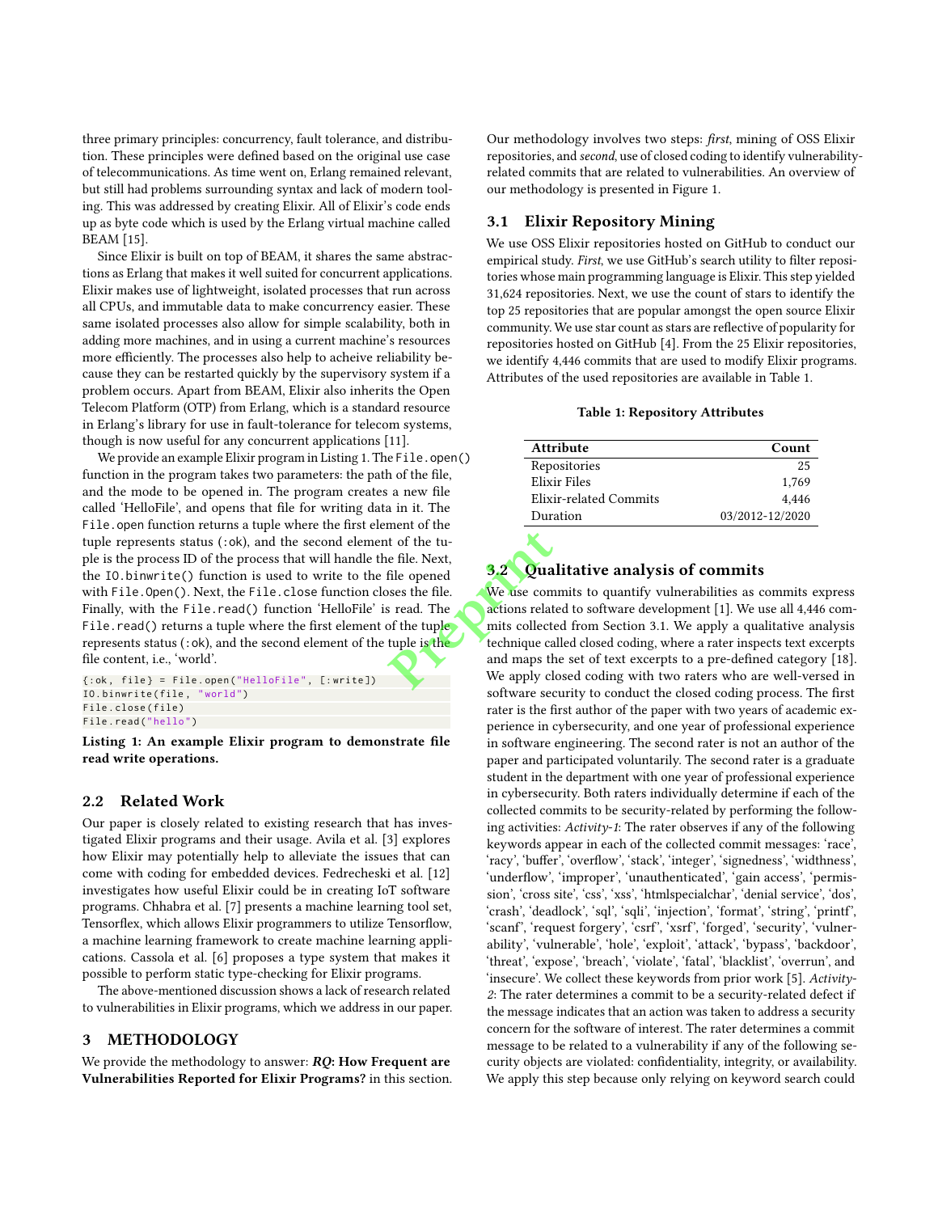three primary principles: concurrency, fault tolerance, and distribution. These principles were defined based on the original use case of telecommunications. As time went on, Erlang remained relevant, but still had problems surrounding syntax and lack of modern tooling. This was addressed by creating Elixir. All of Elixir's code ends up as byte code which is used by the Erlang virtual machine called BEAM [15].

Since Elixir is built on top of BEAM, it shares the same abstractions as Erlang that makes it well suited for concurrent applications. Elixir makes use of lightweight, isolated processes that run across all CPUs, and immutable data to make concurrency easier. These same isolated processes also allow for simple scalability, both in adding more machines, and in using a current machine's resources more efficiently. The processes also help to acheive reliability because they can be restarted quickly by the supervisory system if a problem occurs. Apart from BEAM, Elixir also inherits the Open Telecom Platform (OTP) from Erlang, which is a standard resource in Erlang's library for use in fault-tolerance for telecom systems, though is now useful for any concurrent applications [11].

We provide an example Elixir program in Listing 1. The `File.open()` function in the program takes two parameters: the path of the file, and the mode to be opened in. The program creates a new file called 'HelloFile', and opens that file for writing data in it. The `File.open` function returns a tuple where the first element of the tuple represents status (`:ok`), and the second element of the tuple is the process ID of the process that will handle the file. Next, the `IO.binwrite()` function is used to write to the file opened with `File.Open()`. Next, the `File.close` function closes the file. Finally, with the `File.read()` function 'HelloFile' is read. The `File.read()` returns a tuple where the first element of the tuple represents status (`:ok`), and the second element of the tuple is the file content, i.e., 'world'.

```
{:ok, file} = File.open("HelloFile", [:write])
IO.binwrite(file, "world")
File.close(file)
File.read("hello")
```

**Listing 1: An example Elixir program to demonstrate file read write operations.**

### 2.2 Related Work

Our paper is closely related to existing research that has investigated Elixir programs and their usage. Avila et al. [3] explores how Elixir may potentially help to alleviate the issues that can come with coding for embedded devices. Fedrecheski et al. [12] investigates how useful Elixir could be in creating IoT software programs. Chhabra et al. [7] presents a machine learning tool set, Tensorflex, which allows Elixir programmers to utilize Tensorflow, a machine learning framework to create machine learning applications. Cassola et al. [6] proposes a type system that makes it possible to perform static type-checking for Elixir programs.

The above-mentioned discussion shows a lack of research related to vulnerabilities in Elixir programs, which we address in our paper.

## 3 METHODOLOGY

We provide the methodology to answer: ***RQ*: How Frequent are Vulnerabilities Reported for Elixir Programs?** in this section.

Our methodology involves two steps: *first*, mining of OSS Elixir repositories, and *second*, use of closed coding to identify vulnerability-related commits that are related to vulnerabilities. An overview of our methodology is presented in Figure 1.

### 3.1 Elixir Repository Mining

We use OSS Elixir repositories hosted on GitHub to conduct our empirical study. *First*, we use GitHub's search utility to filter repositories whose main programming language is Elixir. This step yielded 31,624 repositories. Next, we use the count of stars to identify the top 25 repositories that are popular amongst the open source Elixir community. We use star count as stars are reflective of popularity for repositories hosted on GitHub [4]. From the 25 Elixir repositories, we identify 4,446 commits that are used to modify Elixir programs. Attributes of the used repositories are available in Table 1.

**Table 1: Repository Attributes**

| Attribute | Count |
|---|---|
| Repositories | 25 |
| Elixir Files | 1,769 |
| Elixir-related Commits | 4,446 |
| Duration | 03/2012-12/2020 |

### 3.2 Qualitative analysis of commits

We use commits to quantify vulnerabilities as commits express actions related to software development [1]. We use all 4,446 commits collected from Section 3.1. We apply a qualitative analysis technique called closed coding, where a rater inspects text excerpts and maps the set of text excerpts to a pre-defined category [18]. We apply closed coding with two raters who are well-versed in software security to conduct the closed coding process. The first rater is the first author of the paper with two years of academic experience in cybersecurity, and one year of professional experience in software engineering. The second rater is not an author of the paper and participated voluntarily. The second rater is a graduate student in the department with one year of professional experience in cybersecurity. Both raters individually determine if each of the collected commits to be security-related by performing the following activities: *Activity-1*: The rater observes if any of the following keywords appear in each of the collected commit messages: 'race', 'racy', 'buffer', 'overflow', 'stack', 'integer', 'signedness', 'widthness', 'underflow', 'improper', 'unauthenticated', 'gain access', 'permission', 'cross site', 'css', 'xss', 'htmlspecialchar', 'denial service', 'dos', 'crash', 'deadlock', 'sql', 'sqli', 'injection', 'format', 'string', 'printf', 'scanf', 'request forgery', 'csrf', 'xsrf', 'forged', 'security', 'vulnerability', 'vulnerable', 'hole', 'exploit', 'attack', 'bypass', 'backdoor', 'threat', 'expose', 'breach', 'violate', 'fatal', 'blacklist', 'overrun', and 'insecure'. We collect these keywords from prior work [5]. *Activity-2*: The rater determines a commit to be a security-related defect if the message indicates that an action was taken to address a security concern for the software of interest. The rater determines a commit message to be related to a vulnerability if any of the following security objects are violated: confidentiality, integrity, or availability. We apply this step because only relying on keyword search could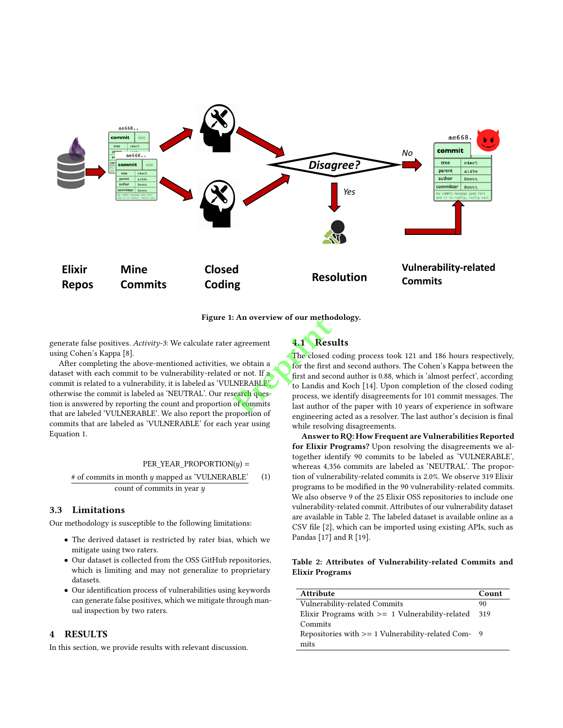Figure 1: An overview of our methodology.

generate false positives. *Activity-3*: We calculate rater agreement using Cohen's Kappa [8].

After completing the above-mentioned activities, we obtain a dataset with each commit to be vulnerability-related or not. If a commit is related to a vulnerability, it is labeled as 'VULNERABLE', otherwise the commit is labeled as 'NEUTRAL'. Our research question is answered by reporting the count and proportion of commits that are labeled 'VULNERABLE'. We also report the proportion of commits that are labeled as 'VULNERABLE' for each year using Equation 1.

$$\text{PER\_YEAR\_PROPORTION}(y) = \frac{\text{\# of commits in month } y \text{ mapped as 'VULNERABLE'}}{\text{count of commits in year } y} \quad (1)$$

### 3.3 Limitations

Our methodology is susceptible to the following limitations:

- The derived dataset is restricted by rater bias, which we mitigate using two raters.
- Our dataset is collected from the OSS GitHub repositories, which is limiting and may not generalize to proprietary datasets.
- Our identification process of vulnerabilities using keywords can generate false positives, which we mitigate through manual inspection by two raters.

## 4 RESULTS

In this section, we provide results with relevant discussion.

### 4.1 Results

The closed coding process took 121 and 186 hours respectively, for the first and second authors. The Cohen's Kappa between the first and second author is 0.88, which is 'almost perfect', according to Landis and Koch [14]. Upon completion of the closed coding process, we identify disagreements for 101 commit messages. The last author of the paper with 10 years of experience in software engineering acted as a resolver. The last author's decision is final while resolving disagreements.

**Answer to RQ: How Frequent are Vulnerabilities Reported for Elixir Programs?** Upon resolving the disagreements we altogether identify 90 commits to be labeled as 'VULNERABLE', whereas 4,356 commits are labeled as 'NEUTRAL'. The proportion of vulnerability-related commits is 2.0%. We observe 319 Elixir programs to be modified in the 90 vulnerability-related commits. We also observe 9 of the 25 Elixir OSS repositories to include one vulnerability-related commit. Attributes of our vulnerability dataset are available in Table 2. The labeled dataset is available online as a CSV file [2], which can be imported using existing APIs, such as Pandas [17] and R [19].

**Table 2: Attributes of Vulnerability-related Commits and Elixir Programs**

| Attribute | Count |
|---|---|
| Vulnerability-related Commits | 90 |
| Elixir Programs with >= 1 Vulnerability-related Commits | 319 |
| Repositories with >= 1 Vulnerability-related Commits | 9 |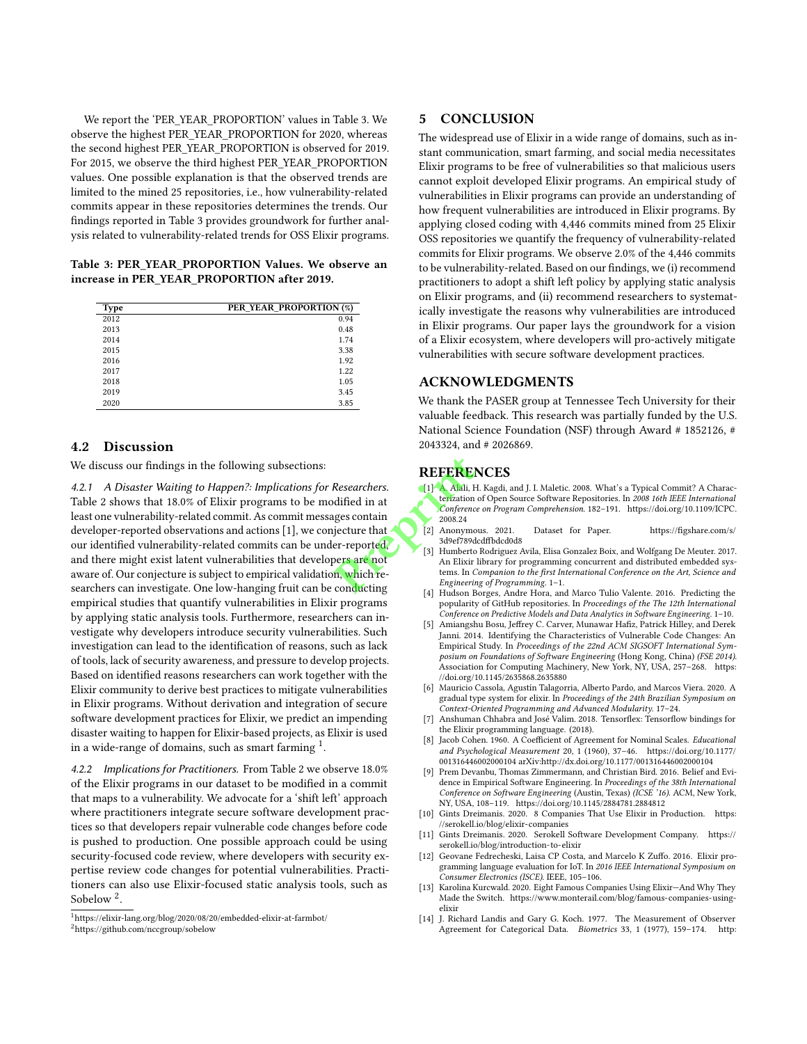We report the 'PER_YEAR_PROPORTION' values in Table 3. We observe the highest PER_YEAR_PROPORTION for 2020, whereas the second highest PER_YEAR_PROPORTION is observed for 2019. For 2015, we observe the third highest PER_YEAR_PROPORTION values. One possible explanation is that the observed trends are limited to the mined 25 repositories, i.e., how vulnerability-related commits appear in these repositories determines the trends. Our findings reported in Table 3 provides groundwork for further analysis related to vulnerability-related trends for OSS Elixir programs.

**Table 3: PER_YEAR_PROPORTION Values. We observe an increase in PER_YEAR_PROPORTION after 2019.**

| Type | PER_YEAR_PROPORTION (%) |
|---|---|
| 2012 | 0.94 |
| 2013 | 0.48 |
| 2014 | 1.74 |
| 2015 | 3.38 |
| 2016 | 1.92 |
| 2017 | 1.22 |
| 2018 | 1.05 |
| 2019 | 3.45 |
| 2020 | 3.85 |

## 4.2 Discussion

We discuss our findings in the following subsections:

*4.2.1 A Disaster Waiting to Happen?: Implications for Researchers.* Table 2 shows that 18.0% of Elixir programs to be modified in at least one vulnerability-related commit. As commit messages contain developer-reported observations and actions [1], we conjecture that our identified vulnerability-related commits can be under-reported, and there might exist latent vulnerabilities that developers are not aware of. Our conjecture is subject to empirical validation, which researchers can investigate. One low-hanging fruit can be conducting empirical studies that quantify vulnerabilities in Elixir programs by applying static analysis tools. Furthermore, researchers can investigate why developers introduce security vulnerabilities. Such investigation can lead to the identification of reasons, such as lack of tools, lack of security awareness, and pressure to develop projects. Based on identified reasons researchers can work together with the Elixir community to derive best practices to mitigate vulnerabilities in Elixir programs. Without derivation and integration of secure software development practices for Elixir, we predict an impending disaster waiting to happen for Elixir-based projects, as Elixir is used in a wide-range of domains, such as smart farming [1].

*4.2.2 Implications for Practitioners.* From Table 2 we observe 18.0% of the Elixir programs in our dataset to be modified in a commit that maps to a vulnerability. We advocate for a 'shift left' approach where practitioners integrate secure software development practices so that developers repair vulnerable code changes before code is pushed to production. One possible approach could be using security-focused code review, where developers with security expertise review code changes for potential vulnerabilities. Practitioners can also use Elixir-focused static analysis tools, such as Sobelow [2].

[1] https://elixir-lang.org/blog/2020/08/20/embedded-elixir-at-farmbot/

[2] https://github.com/nccgroup/sobelow

# 5 CONCLUSION

The widespread use of Elixir in a wide range of domains, such as instant communication, smart farming, and social media necessitates Elixir programs to be free of vulnerabilities so that malicious users cannot exploit developed Elixir programs. An empirical study of vulnerabilities in Elixir programs can provide an understanding of how frequent vulnerabilities are introduced in Elixir programs. By applying closed coding with 4,446 commits mined from 25 Elixir OSS repositories we quantify the frequency of vulnerability-related commits for Elixir programs. We observe 2.0% of the 4,446 commits to be vulnerability-related. Based on our findings, we (i) recommend practitioners to adopt a shift left policy by applying static analysis on Elixir programs, and (ii) recommend researchers to systematically investigate the reasons why vulnerabilities are introduced in Elixir programs. Our paper lays the groundwork for a vision of a Elixir ecosystem, where developers will pro-actively mitigate vulnerabilities with secure software development practices.

## ACKNOWLEDGMENTS

We thank the PASER group at Tennessee Tech University for their valuable feedback. This research was partially funded by the U.S. National Science Foundation (NSF) through Award # 1852126, # 2043324, and # 2026869.

## REFERENCES

[1] A. Alali, H. Kagdi, and J. I. Maletic. 2008. What's a Typical Commit? A Characterization of Open Source Software Repositories. In *2008 16th IEEE International Conference on Program Comprehension*. 182–191. https://doi.org/10.1109/ICPC.2008.24

[2] Anonymous. 2021. Dataset for Paper. https://figshare.com/s/3d9ef789dcdffbdcd0d8

[3] Humberto Rodriguez Avila, Elisa Gonzalez Boix, and Wolfgang De Meuter. 2017. An Elixir library for programming concurrent and distributed embedded systems. In *Companion to the first International Conference on the Art, Science and Engineering of Programming*. 1–1.

[4] Hudson Borges, Andre Hora, and Marco Tulio Valente. 2016. Predicting the popularity of GitHub repositories. In *Proceedings of the The 12th International Conference on Predictive Models and Data Analytics in Software Engineering*. 1–10.

[5] Amiangshu Bosu, Jeffrey C. Carver, Munawar Hafiz, Patrick Hilley, and Derek Janni. 2014. Identifying the Characteristics of Vulnerable Code Changes: An Empirical Study. In *Proceedings of the 22nd ACM SIGSOFT International Symposium on Foundations of Software Engineering* (Hong Kong, China) *(FSE 2014)*. Association for Computing Machinery, New York, NY, USA, 257–268. https://doi.org/10.1145/2635868.2635880

[6] Mauricio Cassola, Agustín Talagorria, Alberto Pardo, and Marcos Viera. 2020. A gradual type system for elixir. In *Proceedings of the 24th Brazilian Symposium on Context-Oriented Programming and Advanced Modularity*. 17–24.

[7] Anshuman Chhabra and José Valim. 2018. Tensorflex: Tensorflow bindings for the Elixir programming language. (2018).

[8] Jacob Cohen. 1960. A Coefficient of Agreement for Nominal Scales. *Educational and Psychological Measurement* 20, 1 (1960), 37–46. https://doi.org/10.1177/001316446002000104 arXiv:http://dx.doi.org/10.1177/001316446002000104

[9] Prem Devanbu, Thomas Zimmermann, and Christian Bird. 2016. Belief and Evidence in Empirical Software Engineering. In *Proceedings of the 38th International Conference on Software Engineering* (Austin, Texas) *(ICSE '16)*. ACM, New York, NY, USA, 108–119. https://doi.org/10.1145/2884781.2884812

[10] Gints Dreimanis. 2020. 8 Companies That Use Elixir in Production. https://serokell.io/blog/elixir-companies

[11] Gints Dreimanis. 2020. Serokell Software Development Company. https://serokell.io/blog/introduction-to-elixir

[12] Geovane Fedrecheski, Laisa CP Costa, and Marcelo K Zuffo. 2016. Elixir programming language evaluation for IoT. In *2016 IEEE International Symposium on Consumer Electronics (ISCE)*. IEEE, 105–106.

[13] Karolina Kurcwald. 2020. Eight Famous Companies Using Elixir—And Why They Made the Switch. https://www.monterail.com/blog/famous-companies-using-elixir

[14] J. Richard Landis and Gary G. Koch. 1977. The Measurement of Observer Agreement for Categorical Data. *Biometrics* 33, 1 (1977), 159–174. http: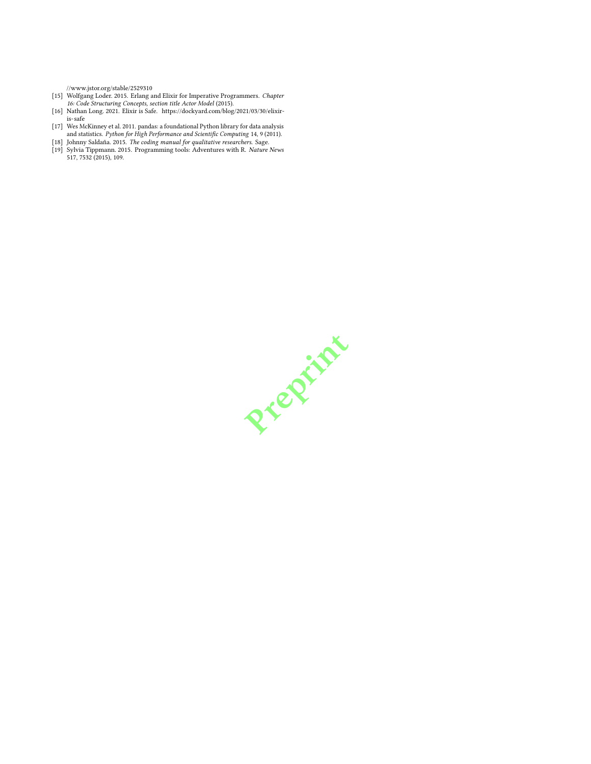//www.jstor.org/stable/2529310

[15] Wolfgang Loder. 2015. Erlang and Elixir for Imperative Programmers. *Chapter 16: Code Structuring Concepts, section title Actor Model* (2015).

[16] Nathan Long. 2021. Elixir is Safe. https://dockyard.com/blog/2021/03/30/elixir-is-safe

[17] Wes McKinney et al. 2011. pandas: a foundational Python library for data analysis and statistics. *Python for High Performance and Scientific Computing* 14, 9 (2011).

[18] Johnny Saldaña. 2015. *The coding manual for qualitative researchers.* Sage.

[19] Sylvia Tippmann. 2015. Programming tools: Adventures with R. *Nature News* 517, 7532 (2015), 109.

Preprint